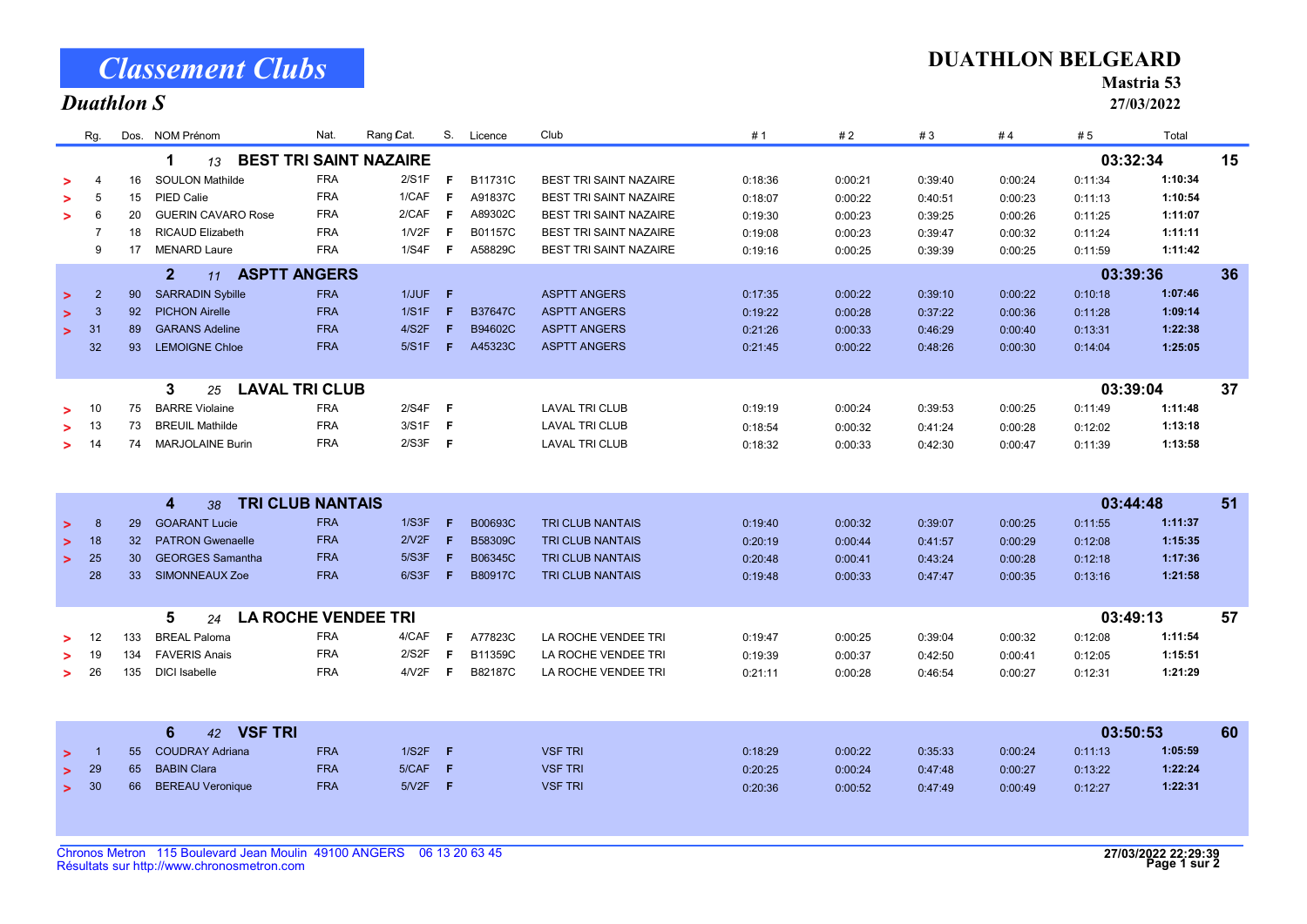# Classement Clubs

## Duathlon S

**DUATHLON BELGEARD**

**Mastria 53**

**27/03/2022**

| | Rg. | Dos. | NOM Prénom | Nat. | Rang Cat. | S. | Licence | Club | # 1 | # 2 | # 3 | # 4 | # 5 | Total | |
|---|---|---|---|---|---|---|---|---|---|---|---|---|---|---|---|
| | | | **1** *13* **BEST TRI SAINT NAZAIRE** | | | | | | | | | | | **03:32:34** | **15** |
| > | 4 | 16 | SOULON Mathilde | FRA | 2/S1F | F | B11731C | BEST TRI SAINT NAZAIRE | 0:18:36 | 0:00:21 | 0:39:40 | 0:00:24 | 0:11:34 | **1:10:34** | |
| > | 5 | 15 | PIED Calie | FRA | 1/CAF | F | A91837C | BEST TRI SAINT NAZAIRE | 0:18:07 | 0:00:22 | 0:40:51 | 0:00:23 | 0:11:13 | **1:10:54** | |
| > | 6 | 20 | GUERIN CAVARO Rose | FRA | 2/CAF | F | A89302C | BEST TRI SAINT NAZAIRE | 0:19:30 | 0:00:23 | 0:39:25 | 0:00:26 | 0:11:25 | **1:11:07** | |
| | 7 | 18 | RICAUD Elizabeth | FRA | 1/V2F | F | B01157C | BEST TRI SAINT NAZAIRE | 0:19:08 | 0:00:23 | 0:39:47 | 0:00:32 | 0:11:24 | **1:11:11** | |
| | 9 | 17 | MENARD Laure | FRA | 1/S4F | F | A58829C | BEST TRI SAINT NAZAIRE | 0:19:16 | 0:00:25 | 0:39:39 | 0:00:25 | 0:11:59 | **1:11:42** | |
| | | | **2** *11* **ASPTT ANGERS** | | | | | | | | | | | **03:39:36** | **36** |
| > | 2 | 90 | SARRADIN Sybille | FRA | 1/JUF | F | | ASPTT ANGERS | 0:17:35 | 0:00:22 | 0:39:10 | 0:00:22 | 0:10:18 | **1:07:46** | |
| > | 3 | 92 | PICHON Airelle | FRA | 1/S1F | F | B37647C | ASPTT ANGERS | 0:19:22 | 0:00:28 | 0:37:22 | 0:00:36 | 0:11:28 | **1:09:14** | |
| > | 31 | 89 | GARANS Adeline | FRA | 4/S2F | F | B94602C | ASPTT ANGERS | 0:21:26 | 0:00:33 | 0:46:29 | 0:00:40 | 0:13:31 | **1:22:38** | |
| | 32 | 93 | LEMOIGNE Chloe | FRA | 5/S1F | F | A45323C | ASPTT ANGERS | 0:21:45 | 0:00:22 | 0:48:26 | 0:00:30 | 0:14:04 | **1:25:05** | |
| | | | **3** *25* **LAVAL TRI CLUB** | | | | | | | | | | | **03:39:04** | **37** |
| > | 10 | 75 | BARRE Violaine | FRA | 2/S4F | F | | LAVAL TRI CLUB | 0:19:19 | 0:00:24 | 0:39:53 | 0:00:25 | 0:11:49 | **1:11:48** | |
| > | 13 | 73 | BREUIL Mathilde | FRA | 3/S1F | F | | LAVAL TRI CLUB | 0:18:54 | 0:00:32 | 0:41:24 | 0:00:28 | 0:12:02 | **1:13:18** | |
| > | 14 | 74 | MARJOLAINE Burin | FRA | 2/S3F | F | | LAVAL TRI CLUB | 0:18:32 | 0:00:33 | 0:42:30 | 0:00:47 | 0:11:39 | **1:13:58** | |
| | | | **4** *38* **TRI CLUB NANTAIS** | | | | | | | | | | | **03:44:48** | **51** |
| > | 8 | 29 | GOARANT Lucie | FRA | 1/S3F | F | B00693C | TRI CLUB NANTAIS | 0:19:40 | 0:00:32 | 0:39:07 | 0:00:25 | 0:11:55 | **1:11:37** | |
| > | 18 | 32 | PATRON Gwenaelle | FRA | 2/V2F | F | B58309C | TRI CLUB NANTAIS | 0:20:19 | 0:00:44 | 0:41:57 | 0:00:29 | 0:12:08 | **1:15:35** | |
| > | 25 | 30 | GEORGES Samantha | FRA | 5/S3F | F | B06345C | TRI CLUB NANTAIS | 0:20:48 | 0:00:41 | 0:43:24 | 0:00:28 | 0:12:18 | **1:17:36** | |
| | 28 | 33 | SIMONNEAUX Zoe | FRA | 6/S3F | F | B80917C | TRI CLUB NANTAIS | 0:19:48 | 0:00:33 | 0:47:47 | 0:00:35 | 0:13:16 | **1:21:58** | |
| | | | **5** *24* **LA ROCHE VENDEE TRI** | | | | | | | | | | | **03:49:13** | **57** |
| > | 12 | 133 | BREAL Paloma | FRA | 4/CAF | F | A77823C | LA ROCHE VENDEE TRI | 0:19:47 | 0:00:25 | 0:39:04 | 0:00:32 | 0:12:08 | **1:11:54** | |
| > | 19 | 134 | FAVERIS Anais | FRA | 2/S2F | F | B11359C | LA ROCHE VENDEE TRI | 0:19:39 | 0:00:37 | 0:42:50 | 0:00:41 | 0:12:05 | **1:15:51** | |
| > | 26 | 135 | DICI Isabelle | FRA | 4/V2F | F | B82187C | LA ROCHE VENDEE TRI | 0:21:11 | 0:00:28 | 0:46:54 | 0:00:27 | 0:12:31 | **1:21:29** | |
| | | | **6** *42* **VSF TRI** | | | | | | | | | | | **03:50:53** | **60** |
| > | 1 | 55 | COUDRAY Adriana | FRA | 1/S2F | F | | VSF TRI | 0:18:29 | 0:00:22 | 0:35:33 | 0:00:24 | 0:11:13 | **1:05:59** | |
| > | 29 | 65 | BABIN Clara | FRA | 5/CAF | F | | VSF TRI | 0:20:25 | 0:00:24 | 0:47:48 | 0:00:27 | 0:13:22 | **1:22:24** | |
| > | 30 | 66 | BEREAU Veronique | FRA | 5/V2F | F | | VSF TRI | 0:20:36 | 0:00:52 | 0:47:49 | 0:00:49 | 0:12:27 | **1:22:31** | |

Chronos Metron 115 Boulevard Jean Moulin 49100 ANGERS 06 13 20 63 45
Résultats sur http://www.chronosmetron.com

**27/03/2022 22:29:39**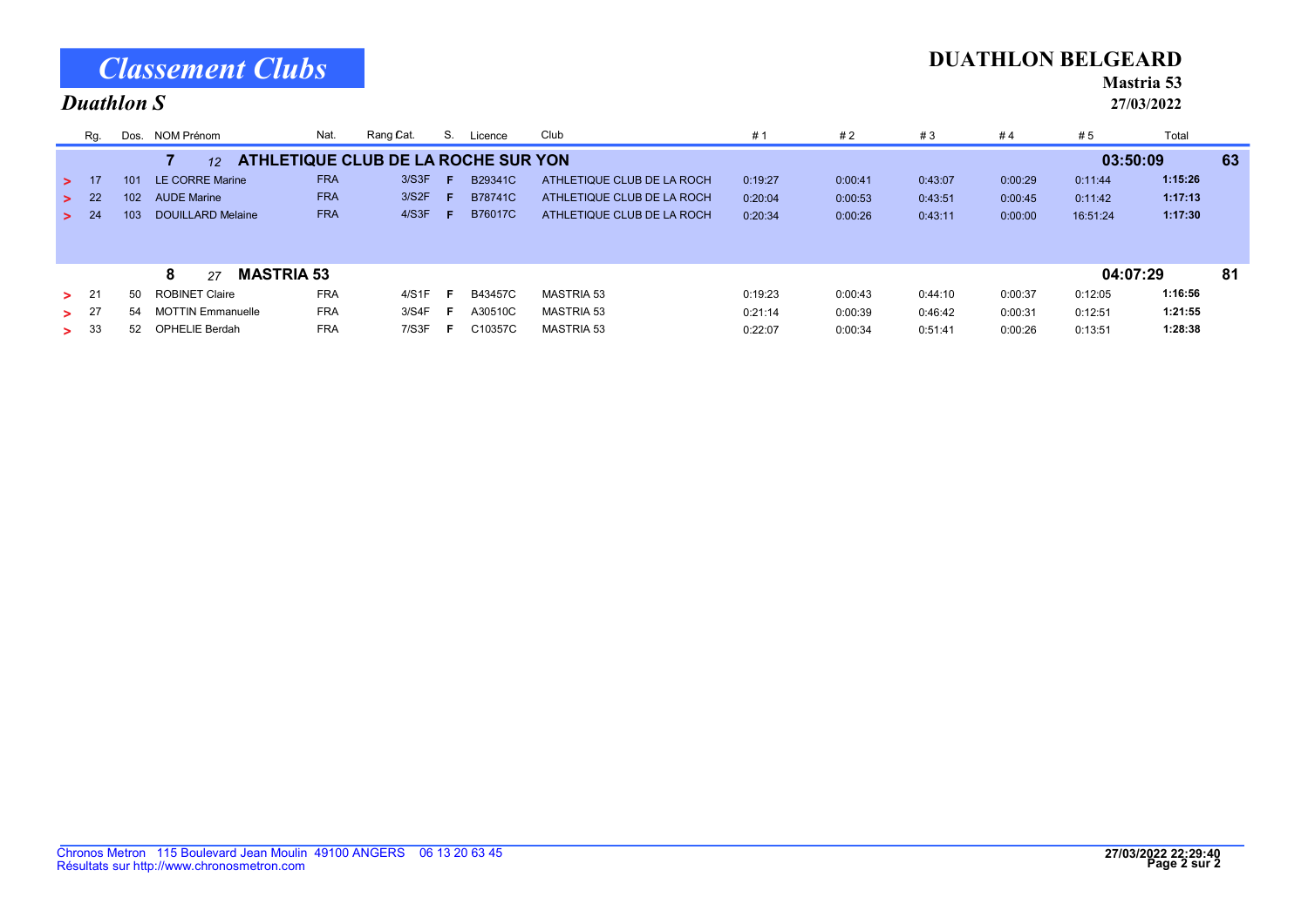# Classement Clubs

## Duathlon S

**DUATHLON BELGEARD**
**Mastria 53**
**27/03/2022**

| | Rg. | Dos. | NOM Prénom | Nat. | Rang Cat. | S. | Licence | Club | # 1 | # 2 | # 3 | # 4 | # 5 | Total | |
|---|---|---|---|---|---|---|---|---|---|---|---|---|---|---|---|
| | | | **7** *12* **ATHLETIQUE CLUB DE LA ROCHE SUR YON** | | | | | | | | | | | **03:50:09** | **63** |
| > | 17 | 101 | LE CORRE Marine | FRA | 3/S3F | F | B29341C | ATHLETIQUE CLUB DE LA ROCH | 0:19:27 | 0:00:41 | 0:43:07 | 0:00:29 | 0:11:44 | **1:15:26** | |
| > | 22 | 102 | AUDE Marine | FRA | 3/S2F | F | B78741C | ATHLETIQUE CLUB DE LA ROCH | 0:20:04 | 0:00:53 | 0:43:51 | 0:00:45 | 0:11:42 | **1:17:13** | |
| > | 24 | 103 | DOUILLARD Melaine | FRA | 4/S3F | F | B76017C | ATHLETIQUE CLUB DE LA ROCH | 0:20:34 | 0:00:26 | 0:43:11 | 0:00:00 | 16:51:24 | **1:17:30** | |
| | | | **8** *27* **MASTRIA 53** | | | | | | | | | | | **04:07:29** | **81** |
| > | 21 | 50 | ROBINET Claire | FRA | 4/S1F | F | B43457C | MASTRIA 53 | 0:19:23 | 0:00:43 | 0:44:10 | 0:00:37 | 0:12:05 | **1:16:56** | |
| > | 27 | 54 | MOTTIN Emmanuelle | FRA | 3/S4F | F | A30510C | MASTRIA 53 | 0:21:14 | 0:00:39 | 0:46:42 | 0:00:31 | 0:12:51 | **1:21:55** | |
| > | 33 | 52 | OPHELIE Berdah | FRA | 7/S3F | F | C10357C | MASTRIA 53 | 0:22:07 | 0:00:34 | 0:51:41 | 0:00:26 | 0:13:51 | **1:28:38** | |

Chronos Metron 115 Boulevard Jean Moulin 49100 ANGERS 06 13 20 63 45
Résultats sur http://www.chronosmetron.com

**27/03/2022 22:29:40**